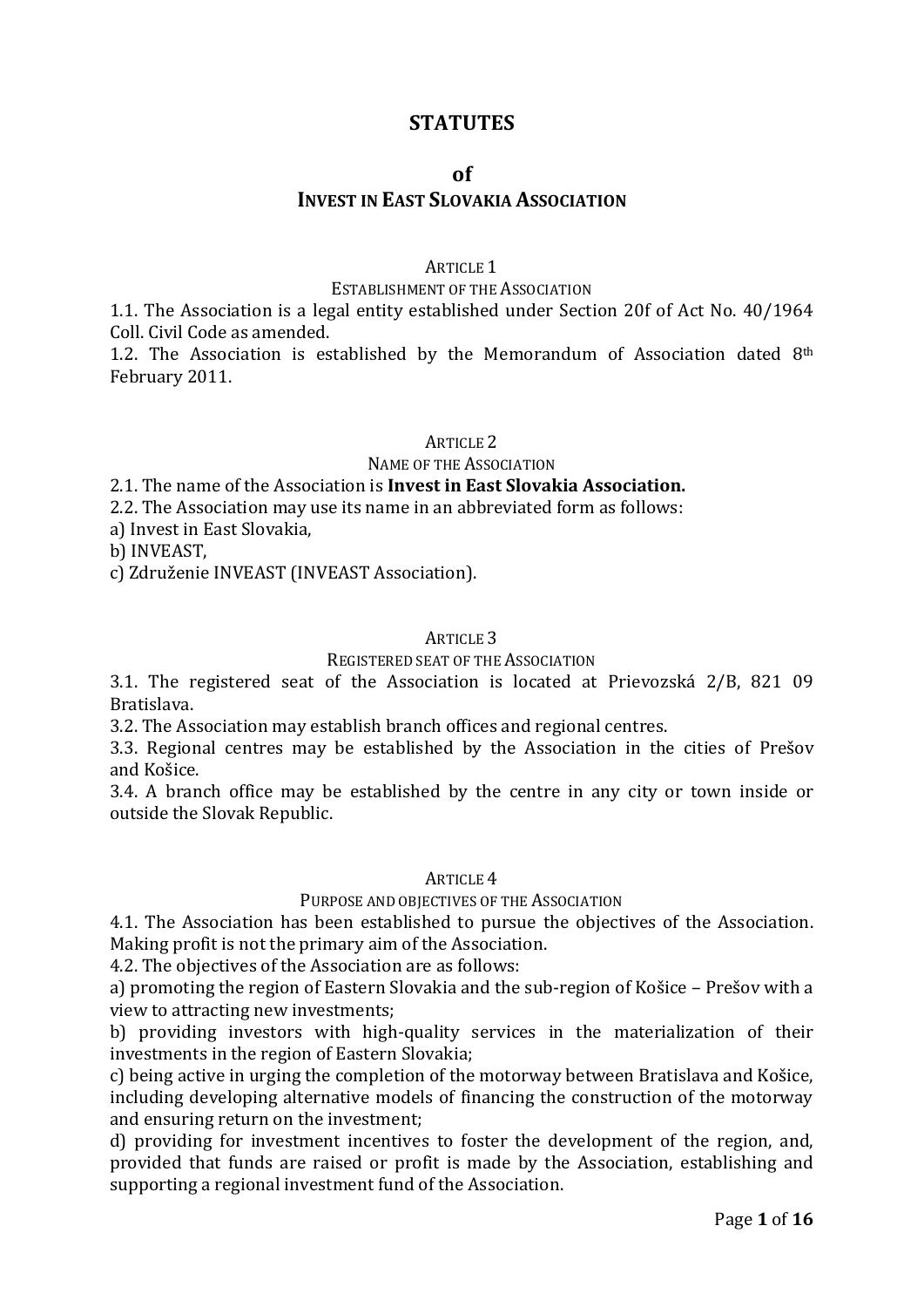# STATUTES

## of
## INVEST IN EAST SLOVAKIA ASSOCIATION

### ARTICLE 1
### ESTABLISHMENT OF THE ASSOCIATION

1.1. The Association is a legal entity established under Section 20f of Act No. 40/1964 Coll. Civil Code as amended.

1.2. The Association is established by the Memorandum of Association dated 8th February 2011.

### ARTICLE 2
### NAME OF THE ASSOCIATION

2.1. The name of the Association is **Invest in East Slovakia Association.**

2.2. The Association may use its name in an abbreviated form as follows:

a) Invest in East Slovakia,

b) INVEAST,

c) Združenie INVEAST (INVEAST Association).

### ARTICLE 3
### REGISTERED SEAT OF THE ASSOCIATION

3.1. The registered seat of the Association is located at Prievozská 2/B, 821 09 Bratislava.

3.2. The Association may establish branch offices and regional centres.

3.3. Regional centres may be established by the Association in the cities of Prešov and Košice.

3.4. A branch office may be established by the centre in any city or town inside or outside the Slovak Republic.

### ARTICLE 4
### PURPOSE AND OBJECTIVES OF THE ASSOCIATION

4.1. The Association has been established to pursue the objectives of the Association. Making profit is not the primary aim of the Association.

4.2. The objectives of the Association are as follows:

a) promoting the region of Eastern Slovakia and the sub-region of Košice – Prešov with a view to attracting new investments;

b) providing investors with high-quality services in the materialization of their investments in the region of Eastern Slovakia;

c) being active in urging the completion of the motorway between Bratislava and Košice, including developing alternative models of financing the construction of the motorway and ensuring return on the investment;

d) providing for investment incentives to foster the development of the region, and, provided that funds are raised or profit is made by the Association, establishing and supporting a regional investment fund of the Association.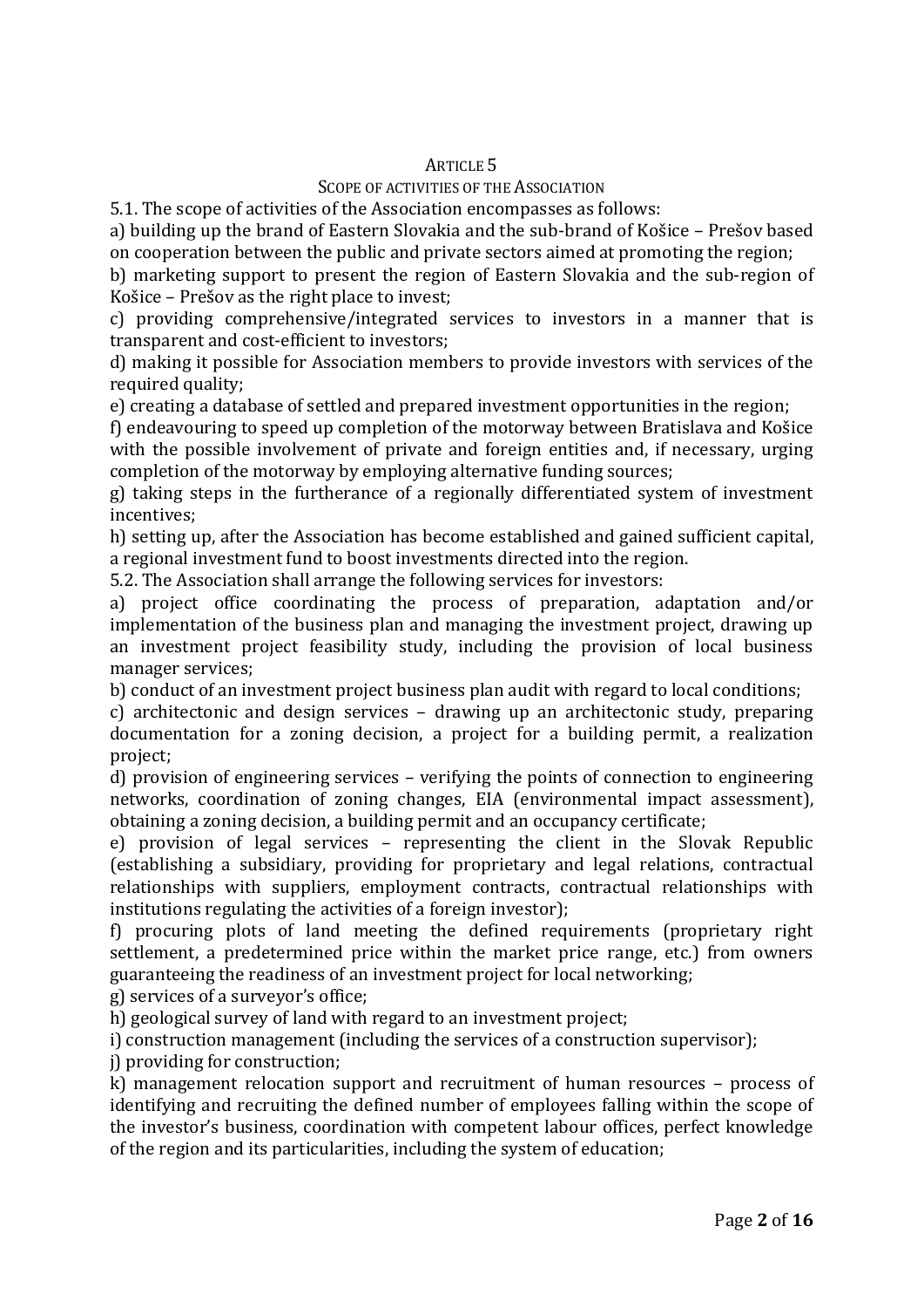## ARTICLE 5

### SCOPE OF ACTIVITIES OF THE ASSOCIATION

5.1. The scope of activities of the Association encompasses as follows:

a) building up the brand of Eastern Slovakia and the sub-brand of Košice – Prešov based on cooperation between the public and private sectors aimed at promoting the region;

b) marketing support to present the region of Eastern Slovakia and the sub-region of Košice – Prešov as the right place to invest;

c) providing comprehensive/integrated services to investors in a manner that is transparent and cost-efficient to investors;

d) making it possible for Association members to provide investors with services of the required quality;

e) creating a database of settled and prepared investment opportunities in the region;

f) endeavouring to speed up completion of the motorway between Bratislava and Košice with the possible involvement of private and foreign entities and, if necessary, urging completion of the motorway by employing alternative funding sources;

g) taking steps in the furtherance of a regionally differentiated system of investment incentives;

h) setting up, after the Association has become established and gained sufficient capital, a regional investment fund to boost investments directed into the region.

5.2. The Association shall arrange the following services for investors:

a) project office coordinating the process of preparation, adaptation and/or implementation of the business plan and managing the investment project, drawing up an investment project feasibility study, including the provision of local business manager services;

b) conduct of an investment project business plan audit with regard to local conditions;

c) architectonic and design services – drawing up an architectonic study, preparing documentation for a zoning decision, a project for a building permit, a realization project;

d) provision of engineering services – verifying the points of connection to engineering networks, coordination of zoning changes, EIA (environmental impact assessment), obtaining a zoning decision, a building permit and an occupancy certificate;

e) provision of legal services – representing the client in the Slovak Republic (establishing a subsidiary, providing for proprietary and legal relations, contractual relationships with suppliers, employment contracts, contractual relationships with institutions regulating the activities of a foreign investor);

f) procuring plots of land meeting the defined requirements (proprietary right settlement, a predetermined price within the market price range, etc.) from owners guaranteeing the readiness of an investment project for local networking;

g) services of a surveyor's office;

h) geological survey of land with regard to an investment project;

i) construction management (including the services of a construction supervisor);

j) providing for construction;

k) management relocation support and recruitment of human resources – process of identifying and recruiting the defined number of employees falling within the scope of the investor's business, coordination with competent labour offices, perfect knowledge of the region and its particularities, including the system of education;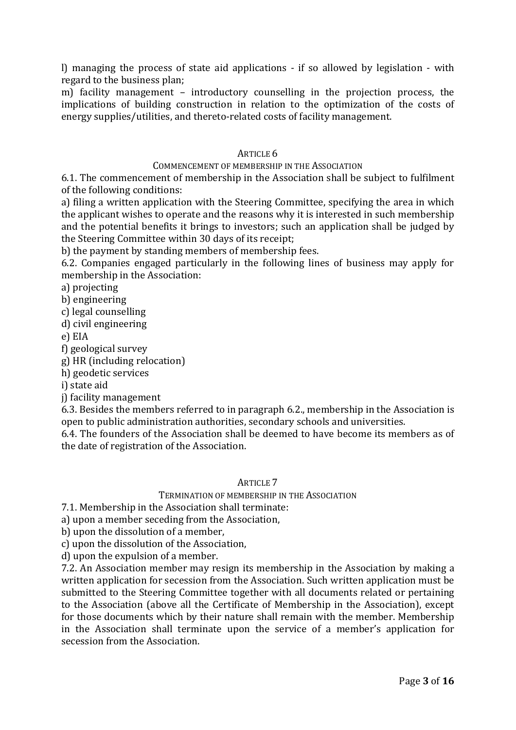l) managing the process of state aid applications - if so allowed by legislation - with regard to the business plan;

m) facility management – introductory counselling in the projection process, the implications of building construction in relation to the optimization of the costs of energy supplies/utilities, and thereto-related costs of facility management.

## ARTICLE 6

### COMMENCEMENT OF MEMBERSHIP IN THE ASSOCIATION

6.1. The commencement of membership in the Association shall be subject to fulfilment of the following conditions:

a) filing a written application with the Steering Committee, specifying the area in which the applicant wishes to operate and the reasons why it is interested in such membership and the potential benefits it brings to investors; such an application shall be judged by the Steering Committee within 30 days of its receipt;

b) the payment by standing members of membership fees.

6.2. Companies engaged particularly in the following lines of business may apply for membership in the Association:

a) projecting
b) engineering
c) legal counselling
d) civil engineering
e) EIA
f) geological survey
g) HR (including relocation)
h) geodetic services
i) state aid
j) facility management

6.3. Besides the members referred to in paragraph 6.2., membership in the Association is open to public administration authorities, secondary schools and universities.

6.4. The founders of the Association shall be deemed to have become its members as of the date of registration of the Association.

## ARTICLE 7

### TERMINATION OF MEMBERSHIP IN THE ASSOCIATION

7.1. Membership in the Association shall terminate:

a) upon a member seceding from the Association,
b) upon the dissolution of a member,
c) upon the dissolution of the Association,
d) upon the expulsion of a member.

7.2. An Association member may resign its membership in the Association by making a written application for secession from the Association. Such written application must be submitted to the Steering Committee together with all documents related or pertaining to the Association (above all the Certificate of Membership in the Association), except for those documents which by their nature shall remain with the member. Membership in the Association shall terminate upon the service of a member's application for secession from the Association.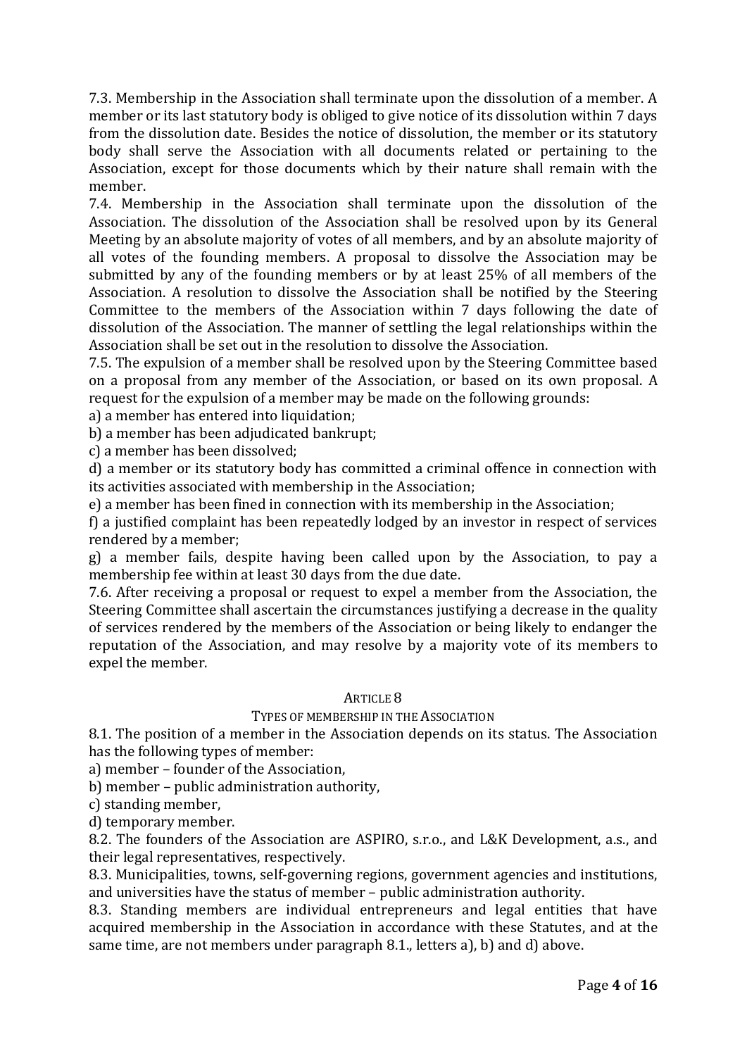7.3. Membership in the Association shall terminate upon the dissolution of a member. A member or its last statutory body is obliged to give notice of its dissolution within 7 days from the dissolution date. Besides the notice of dissolution, the member or its statutory body shall serve the Association with all documents related or pertaining to the Association, except for those documents which by their nature shall remain with the member.

7.4. Membership in the Association shall terminate upon the dissolution of the Association. The dissolution of the Association shall be resolved upon by its General Meeting by an absolute majority of votes of all members, and by an absolute majority of all votes of the founding members. A proposal to dissolve the Association may be submitted by any of the founding members or by at least 25% of all members of the Association. A resolution to dissolve the Association shall be notified by the Steering Committee to the members of the Association within 7 days following the date of dissolution of the Association. The manner of settling the legal relationships within the Association shall be set out in the resolution to dissolve the Association.

7.5. The expulsion of a member shall be resolved upon by the Steering Committee based on a proposal from any member of the Association, or based on its own proposal. A request for the expulsion of a member may be made on the following grounds:

a) a member has entered into liquidation;

b) a member has been adjudicated bankrupt;

c) a member has been dissolved;

d) a member or its statutory body has committed a criminal offence in connection with its activities associated with membership in the Association;

e) a member has been fined in connection with its membership in the Association;

f) a justified complaint has been repeatedly lodged by an investor in respect of services rendered by a member;

g) a member fails, despite having been called upon by the Association, to pay a membership fee within at least 30 days from the due date.

7.6. After receiving a proposal or request to expel a member from the Association, the Steering Committee shall ascertain the circumstances justifying a decrease in the quality of services rendered by the members of the Association or being likely to endanger the reputation of the Association, and may resolve by a majority vote of its members to expel the member.

## ARTICLE 8

### TYPES OF MEMBERSHIP IN THE ASSOCIATION

8.1. The position of a member in the Association depends on its status. The Association has the following types of member:

a) member – founder of the Association,

b) member – public administration authority,

c) standing member,

d) temporary member.

8.2. The founders of the Association are ASPIRO, s.r.o., and L&K Development, a.s., and their legal representatives, respectively.

8.3. Municipalities, towns, self-governing regions, government agencies and institutions, and universities have the status of member – public administration authority.

8.3. Standing members are individual entrepreneurs and legal entities that have acquired membership in the Association in accordance with these Statutes, and at the same time, are not members under paragraph 8.1., letters a), b) and d) above.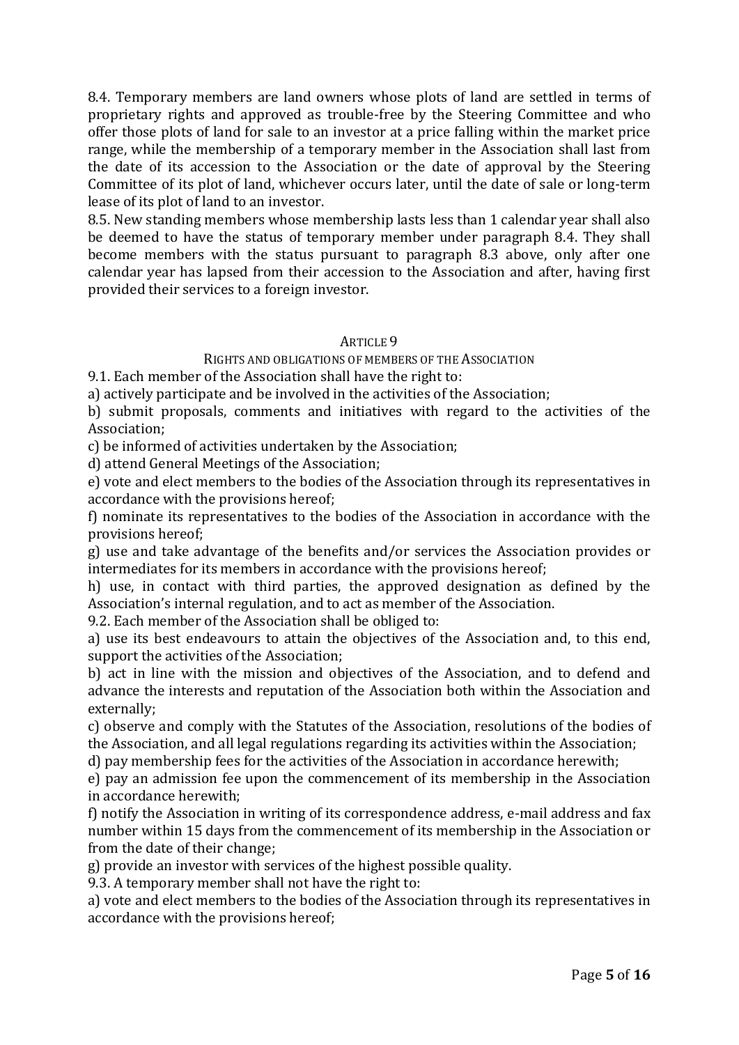8.4. Temporary members are land owners whose plots of land are settled in terms of proprietary rights and approved as trouble-free by the Steering Committee and who offer those plots of land for sale to an investor at a price falling within the market price range, while the membership of a temporary member in the Association shall last from the date of its accession to the Association or the date of approval by the Steering Committee of its plot of land, whichever occurs later, until the date of sale or long-term lease of its plot of land to an investor.

8.5. New standing members whose membership lasts less than 1 calendar year shall also be deemed to have the status of temporary member under paragraph 8.4. They shall become members with the status pursuant to paragraph 8.3 above, only after one calendar year has lapsed from their accession to the Association and after, having first provided their services to a foreign investor.

## ARTICLE 9

### RIGHTS AND OBLIGATIONS OF MEMBERS OF THE ASSOCIATION

9.1. Each member of the Association shall have the right to:

a) actively participate and be involved in the activities of the Association;

b) submit proposals, comments and initiatives with regard to the activities of the Association;

c) be informed of activities undertaken by the Association;

d) attend General Meetings of the Association;

e) vote and elect members to the bodies of the Association through its representatives in accordance with the provisions hereof;

f) nominate its representatives to the bodies of the Association in accordance with the provisions hereof;

g) use and take advantage of the benefits and/or services the Association provides or intermediates for its members in accordance with the provisions hereof;

h) use, in contact with third parties, the approved designation as defined by the Association's internal regulation, and to act as member of the Association.

9.2. Each member of the Association shall be obliged to:

a) use its best endeavours to attain the objectives of the Association and, to this end, support the activities of the Association;

b) act in line with the mission and objectives of the Association, and to defend and advance the interests and reputation of the Association both within the Association and externally;

c) observe and comply with the Statutes of the Association, resolutions of the bodies of the Association, and all legal regulations regarding its activities within the Association;

d) pay membership fees for the activities of the Association in accordance herewith;

e) pay an admission fee upon the commencement of its membership in the Association in accordance herewith;

f) notify the Association in writing of its correspondence address, e-mail address and fax number within 15 days from the commencement of its membership in the Association or from the date of their change;

g) provide an investor with services of the highest possible quality.

9.3. A temporary member shall not have the right to:

a) vote and elect members to the bodies of the Association through its representatives in accordance with the provisions hereof;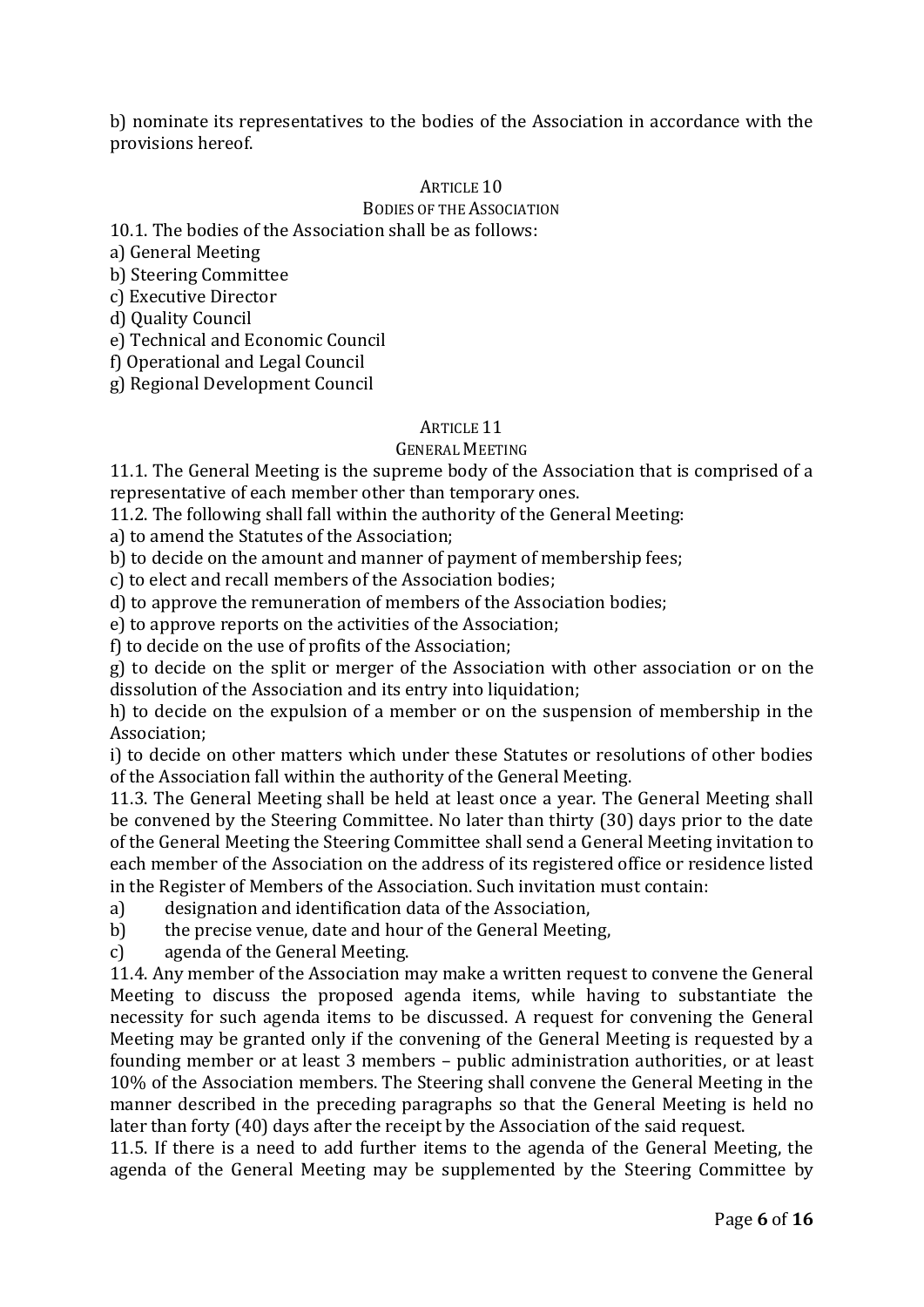b) nominate its representatives to the bodies of the Association in accordance with the provisions hereof.

## ARTICLE 10
### BODIES OF THE ASSOCIATION

10.1. The bodies of the Association shall be as follows:

a) General Meeting
b) Steering Committee
c) Executive Director
d) Quality Council
e) Technical and Economic Council
f) Operational and Legal Council
g) Regional Development Council

## ARTICLE 11
### GENERAL MEETING

11.1. The General Meeting is the supreme body of the Association that is comprised of a representative of each member other than temporary ones.

11.2. The following shall fall within the authority of the General Meeting:

a) to amend the Statutes of the Association;
b) to decide on the amount and manner of payment of membership fees;
c) to elect and recall members of the Association bodies;
d) to approve the remuneration of members of the Association bodies;
e) to approve reports on the activities of the Association;
f) to decide on the use of profits of the Association;
g) to decide on the split or merger of the Association with other association or on the dissolution of the Association and its entry into liquidation;
h) to decide on the expulsion of a member or on the suspension of membership in the Association;
i) to decide on other matters which under these Statutes or resolutions of other bodies of the Association fall within the authority of the General Meeting.

11.3. The General Meeting shall be held at least once a year. The General Meeting shall be convened by the Steering Committee. No later than thirty (30) days prior to the date of the General Meeting the Steering Committee shall send a General Meeting invitation to each member of the Association on the address of its registered office or residence listed in the Register of Members of the Association. Such invitation must contain:

a) designation and identification data of the Association,
b) the precise venue, date and hour of the General Meeting,
c) agenda of the General Meeting.

11.4. Any member of the Association may make a written request to convene the General Meeting to discuss the proposed agenda items, while having to substantiate the necessity for such agenda items to be discussed. A request for convening the General Meeting may be granted only if the convening of the General Meeting is requested by a founding member or at least 3 members – public administration authorities, or at least 10% of the Association members. The Steering shall convene the General Meeting in the manner described in the preceding paragraphs so that the General Meeting is held no later than forty (40) days after the receipt by the Association of the said request.

11.5. If there is a need to add further items to the agenda of the General Meeting, the agenda of the General Meeting may be supplemented by the Steering Committee by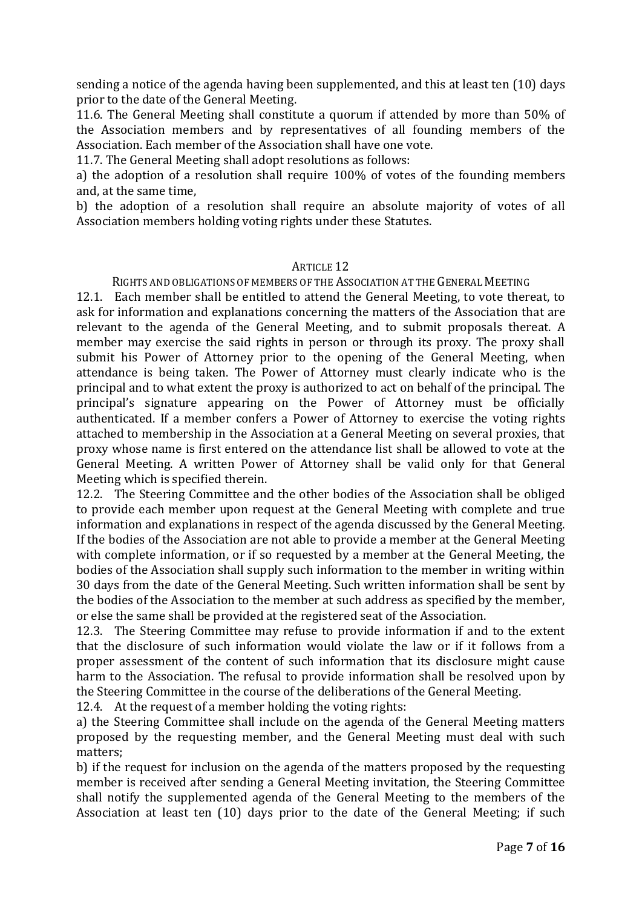sending a notice of the agenda having been supplemented, and this at least ten (10) days prior to the date of the General Meeting.

11.6. The General Meeting shall constitute a quorum if attended by more than 50% of the Association members and by representatives of all founding members of the Association. Each member of the Association shall have one vote.

11.7. The General Meeting shall adopt resolutions as follows:

a) the adoption of a resolution shall require 100% of votes of the founding members and, at the same time,

b) the adoption of a resolution shall require an absolute majority of votes of all Association members holding voting rights under these Statutes.

## Article 12

### Rights and obligations of members of the Association at the General Meeting

12.1. Each member shall be entitled to attend the General Meeting, to vote thereat, to ask for information and explanations concerning the matters of the Association that are relevant to the agenda of the General Meeting, and to submit proposals thereat. A member may exercise the said rights in person or through its proxy. The proxy shall submit his Power of Attorney prior to the opening of the General Meeting, when attendance is being taken. The Power of Attorney must clearly indicate who is the principal and to what extent the proxy is authorized to act on behalf of the principal. The principal's signature appearing on the Power of Attorney must be officially authenticated. If a member confers a Power of Attorney to exercise the voting rights attached to membership in the Association at a General Meeting on several proxies, that proxy whose name is first entered on the attendance list shall be allowed to vote at the General Meeting. A written Power of Attorney shall be valid only for that General Meeting which is specified therein.

12.2. The Steering Committee and the other bodies of the Association shall be obliged to provide each member upon request at the General Meeting with complete and true information and explanations in respect of the agenda discussed by the General Meeting. If the bodies of the Association are not able to provide a member at the General Meeting with complete information, or if so requested by a member at the General Meeting, the bodies of the Association shall supply such information to the member in writing within 30 days from the date of the General Meeting. Such written information shall be sent by the bodies of the Association to the member at such address as specified by the member, or else the same shall be provided at the registered seat of the Association.

12.3. The Steering Committee may refuse to provide information if and to the extent that the disclosure of such information would violate the law or if it follows from a proper assessment of the content of such information that its disclosure might cause harm to the Association. The refusal to provide information shall be resolved upon by the Steering Committee in the course of the deliberations of the General Meeting.

12.4. At the request of a member holding the voting rights:

a) the Steering Committee shall include on the agenda of the General Meeting matters proposed by the requesting member, and the General Meeting must deal with such matters;

b) if the request for inclusion on the agenda of the matters proposed by the requesting member is received after sending a General Meeting invitation, the Steering Committee shall notify the supplemented agenda of the General Meeting to the members of the Association at least ten (10) days prior to the date of the General Meeting; if such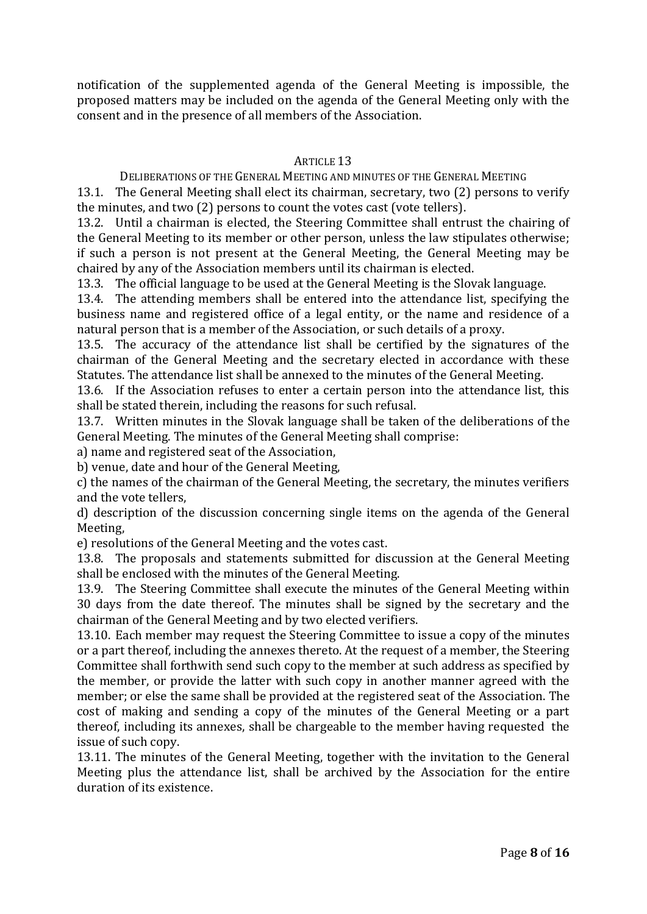notification of the supplemented agenda of the General Meeting is impossible, the proposed matters may be included on the agenda of the General Meeting only with the consent and in the presence of all members of the Association.

## ARTICLE 13

### DELIBERATIONS OF THE GENERAL MEETING AND MINUTES OF THE GENERAL MEETING

13.1. The General Meeting shall elect its chairman, secretary, two (2) persons to verify the minutes, and two (2) persons to count the votes cast (vote tellers).

13.2. Until a chairman is elected, the Steering Committee shall entrust the chairing of the General Meeting to its member or other person, unless the law stipulates otherwise; if such a person is not present at the General Meeting, the General Meeting may be chaired by any of the Association members until its chairman is elected.

13.3. The official language to be used at the General Meeting is the Slovak language.

13.4. The attending members shall be entered into the attendance list, specifying the business name and registered office of a legal entity, or the name and residence of a natural person that is a member of the Association, or such details of a proxy.

13.5. The accuracy of the attendance list shall be certified by the signatures of the chairman of the General Meeting and the secretary elected in accordance with these Statutes. The attendance list shall be annexed to the minutes of the General Meeting.

13.6. If the Association refuses to enter a certain person into the attendance list, this shall be stated therein, including the reasons for such refusal.

13.7. Written minutes in the Slovak language shall be taken of the deliberations of the General Meeting. The minutes of the General Meeting shall comprise:

a) name and registered seat of the Association,

b) venue, date and hour of the General Meeting,

c) the names of the chairman of the General Meeting, the secretary, the minutes verifiers and the vote tellers,

d) description of the discussion concerning single items on the agenda of the General Meeting,

e) resolutions of the General Meeting and the votes cast.

13.8. The proposals and statements submitted for discussion at the General Meeting shall be enclosed with the minutes of the General Meeting.

13.9. The Steering Committee shall execute the minutes of the General Meeting within 30 days from the date thereof. The minutes shall be signed by the secretary and the chairman of the General Meeting and by two elected verifiers.

13.10. Each member may request the Steering Committee to issue a copy of the minutes or a part thereof, including the annexes thereto. At the request of a member, the Steering Committee shall forthwith send such copy to the member at such address as specified by the member, or provide the latter with such copy in another manner agreed with the member; or else the same shall be provided at the registered seat of the Association. The cost of making and sending a copy of the minutes of the General Meeting or a part thereof, including its annexes, shall be chargeable to the member having requested the issue of such copy.

13.11. The minutes of the General Meeting, together with the invitation to the General Meeting plus the attendance list, shall be archived by the Association for the entire duration of its existence.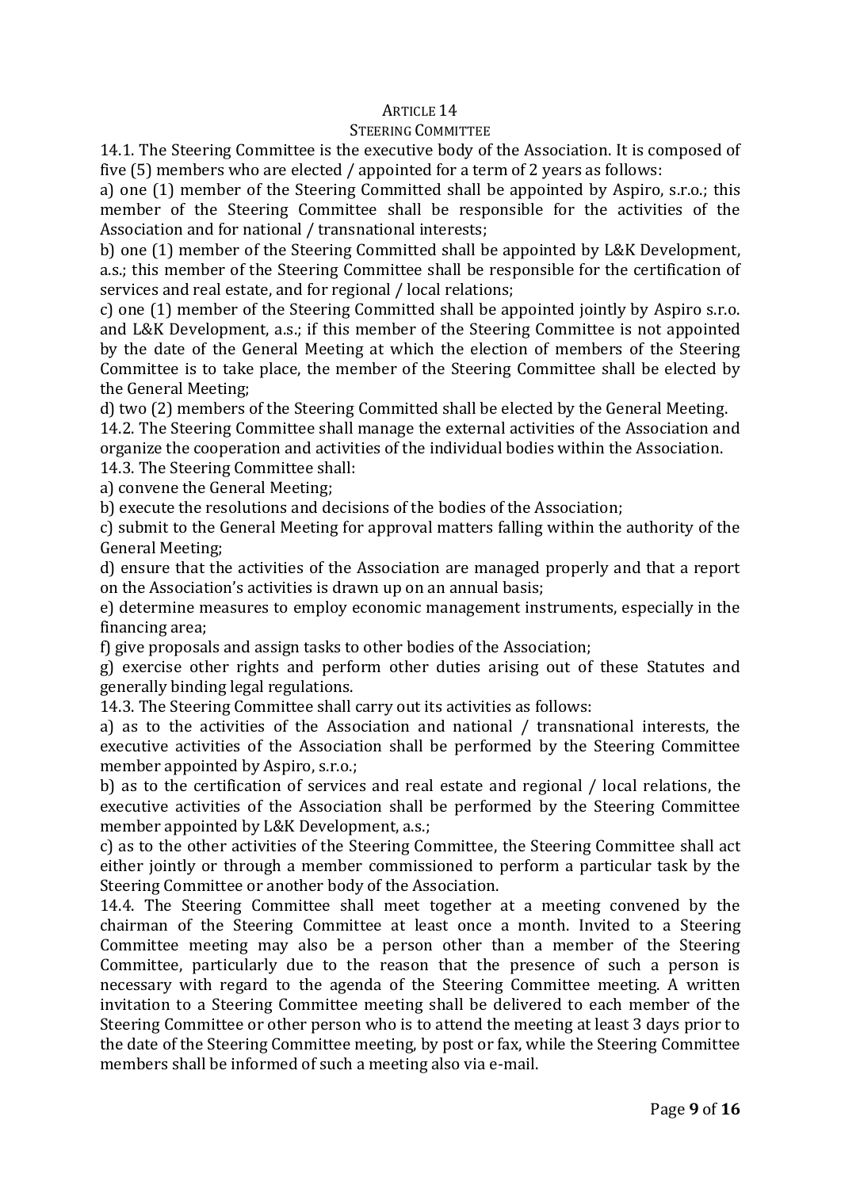## ARTICLE 14
## STEERING COMMITTEE

14.1. The Steering Committee is the executive body of the Association. It is composed of five (5) members who are elected / appointed for a term of 2 years as follows:

a) one (1) member of the Steering Committed shall be appointed by Aspiro, s.r.o.; this member of the Steering Committee shall be responsible for the activities of the Association and for national / transnational interests;

b) one (1) member of the Steering Committed shall be appointed by L&K Development, a.s.; this member of the Steering Committee shall be responsible for the certification of services and real estate, and for regional / local relations;

c) one (1) member of the Steering Committed shall be appointed jointly by Aspiro s.r.o. and L&K Development, a.s.; if this member of the Steering Committee is not appointed by the date of the General Meeting at which the election of members of the Steering Committee is to take place, the member of the Steering Committee shall be elected by the General Meeting;

d) two (2) members of the Steering Committed shall be elected by the General Meeting.

14.2. The Steering Committee shall manage the external activities of the Association and organize the cooperation and activities of the individual bodies within the Association.

14.3. The Steering Committee shall:

a) convene the General Meeting;

b) execute the resolutions and decisions of the bodies of the Association;

c) submit to the General Meeting for approval matters falling within the authority of the General Meeting;

d) ensure that the activities of the Association are managed properly and that a report on the Association's activities is drawn up on an annual basis;

e) determine measures to employ economic management instruments, especially in the financing area;

f) give proposals and assign tasks to other bodies of the Association;

g) exercise other rights and perform other duties arising out of these Statutes and generally binding legal regulations.

14.3. The Steering Committee shall carry out its activities as follows:

a) as to the activities of the Association and national / transnational interests, the executive activities of the Association shall be performed by the Steering Committee member appointed by Aspiro, s.r.o.;

b) as to the certification of services and real estate and regional / local relations, the executive activities of the Association shall be performed by the Steering Committee member appointed by L&K Development, a.s.;

c) as to the other activities of the Steering Committee, the Steering Committee shall act either jointly or through a member commissioned to perform a particular task by the Steering Committee or another body of the Association.

14.4. The Steering Committee shall meet together at a meeting convened by the chairman of the Steering Committee at least once a month. Invited to a Steering Committee meeting may also be a person other than a member of the Steering Committee, particularly due to the reason that the presence of such a person is necessary with regard to the agenda of the Steering Committee meeting. A written invitation to a Steering Committee meeting shall be delivered to each member of the Steering Committee or other person who is to attend the meeting at least 3 days prior to the date of the Steering Committee meeting, by post or fax, while the Steering Committee members shall be informed of such a meeting also via e-mail.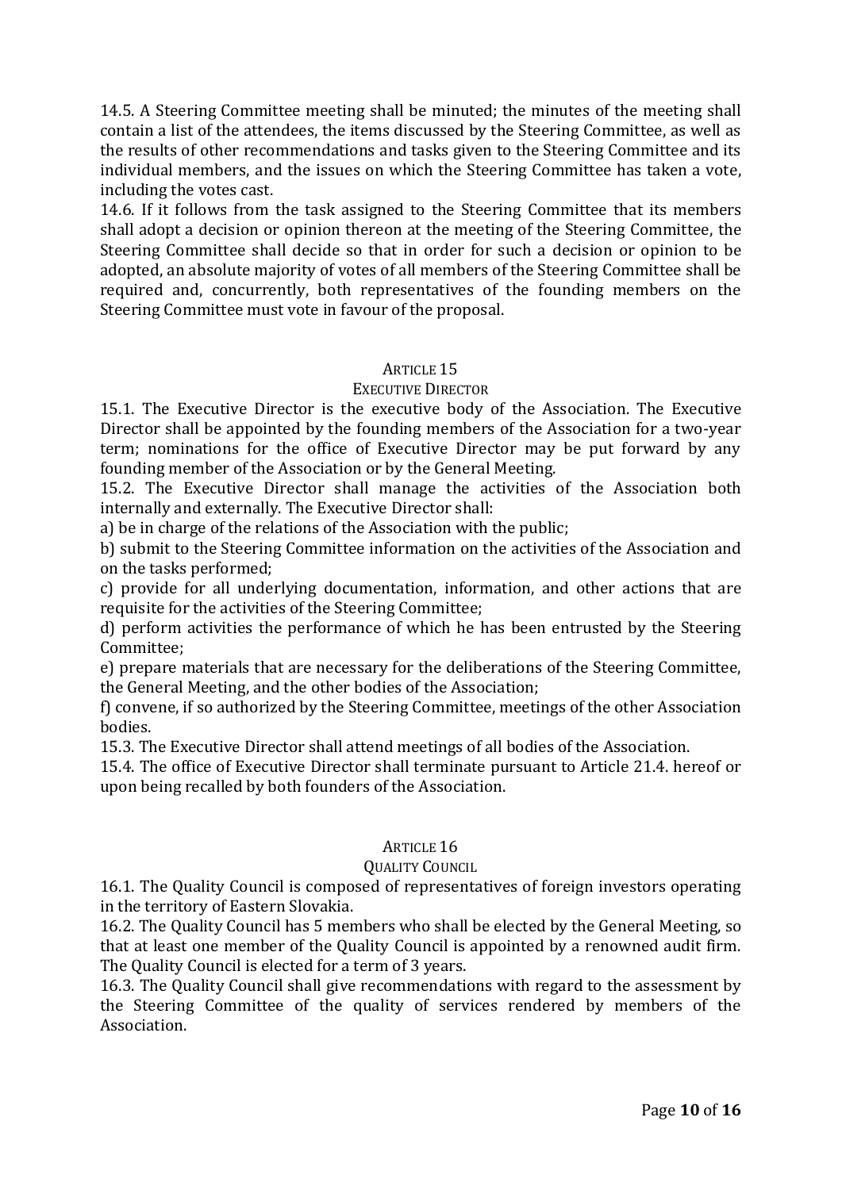14.5. A Steering Committee meeting shall be minuted; the minutes of the meeting shall contain a list of the attendees, the items discussed by the Steering Committee, as well as the results of other recommendations and tasks given to the Steering Committee and its individual members, and the issues on which the Steering Committee has taken a vote, including the votes cast.

14.6. If it follows from the task assigned to the Steering Committee that its members shall adopt a decision or opinion thereon at the meeting of the Steering Committee, the Steering Committee shall decide so that in order for such a decision or opinion to be adopted, an absolute majority of votes of all members of the Steering Committee shall be required and, concurrently, both representatives of the founding members on the Steering Committee must vote in favour of the proposal.

## ARTICLE 15
## EXECUTIVE DIRECTOR

15.1. The Executive Director is the executive body of the Association. The Executive Director shall be appointed by the founding members of the Association for a two-year term; nominations for the office of Executive Director may be put forward by any founding member of the Association or by the General Meeting.

15.2. The Executive Director shall manage the activities of the Association both internally and externally. The Executive Director shall:

a) be in charge of the relations of the Association with the public;

b) submit to the Steering Committee information on the activities of the Association and on the tasks performed;

c) provide for all underlying documentation, information, and other actions that are requisite for the activities of the Steering Committee;

d) perform activities the performance of which he has been entrusted by the Steering Committee;

e) prepare materials that are necessary for the deliberations of the Steering Committee, the General Meeting, and the other bodies of the Association;

f) convene, if so authorized by the Steering Committee, meetings of the other Association bodies.

15.3. The Executive Director shall attend meetings of all bodies of the Association.

15.4. The office of Executive Director shall terminate pursuant to Article 21.4. hereof or upon being recalled by both founders of the Association.

## ARTICLE 16
## QUALITY COUNCIL

16.1. The Quality Council is composed of representatives of foreign investors operating in the territory of Eastern Slovakia.

16.2. The Quality Council has 5 members who shall be elected by the General Meeting, so that at least one member of the Quality Council is appointed by a renowned audit firm. The Quality Council is elected for a term of 3 years.

16.3. The Quality Council shall give recommendations with regard to the assessment by the Steering Committee of the quality of services rendered by members of the Association.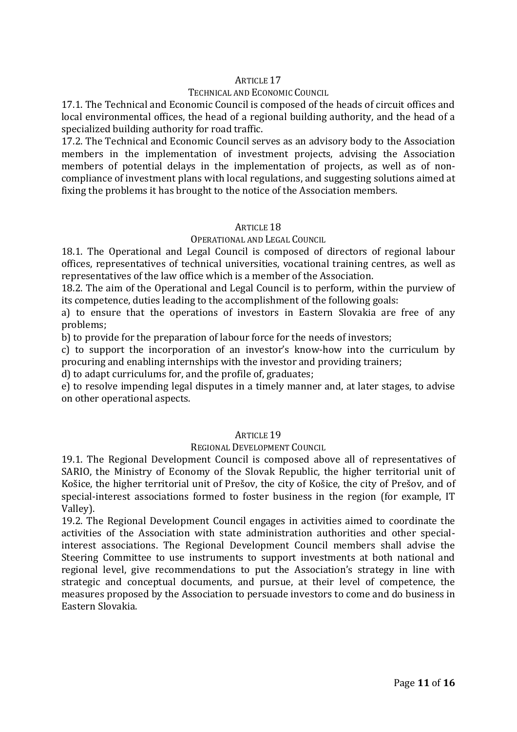## Article 17

### Technical and Economic Council

17.1. The Technical and Economic Council is composed of the heads of circuit offices and local environmental offices, the head of a regional building authority, and the head of a specialized building authority for road traffic.

17.2. The Technical and Economic Council serves as an advisory body to the Association members in the implementation of investment projects, advising the Association members of potential delays in the implementation of projects, as well as of non-compliance of investment plans with local regulations, and suggesting solutions aimed at fixing the problems it has brought to the notice of the Association members.

## Article 18

### Operational and Legal Council

18.1. The Operational and Legal Council is composed of directors of regional labour offices, representatives of technical universities, vocational training centres, as well as representatives of the law office which is a member of the Association.

18.2. The aim of the Operational and Legal Council is to perform, within the purview of its competence, duties leading to the accomplishment of the following goals:

a) to ensure that the operations of investors in Eastern Slovakia are free of any problems;

b) to provide for the preparation of labour force for the needs of investors;

c) to support the incorporation of an investor's know-how into the curriculum by procuring and enabling internships with the investor and providing trainers;

d) to adapt curriculums for, and the profile of, graduates;

e) to resolve impending legal disputes in a timely manner and, at later stages, to advise on other operational aspects.

## Article 19

### Regional Development Council

19.1. The Regional Development Council is composed above all of representatives of SARIO, the Ministry of Economy of the Slovak Republic, the higher territorial unit of Košice, the higher territorial unit of Prešov, the city of Košice, the city of Prešov, and of special-interest associations formed to foster business in the region (for example, IT Valley).

19.2. The Regional Development Council engages in activities aimed to coordinate the activities of the Association with state administration authorities and other special-interest associations. The Regional Development Council members shall advise the Steering Committee to use instruments to support investments at both national and regional level, give recommendations to put the Association's strategy in line with strategic and conceptual documents, and pursue, at their level of competence, the measures proposed by the Association to persuade investors to come and do business in Eastern Slovakia.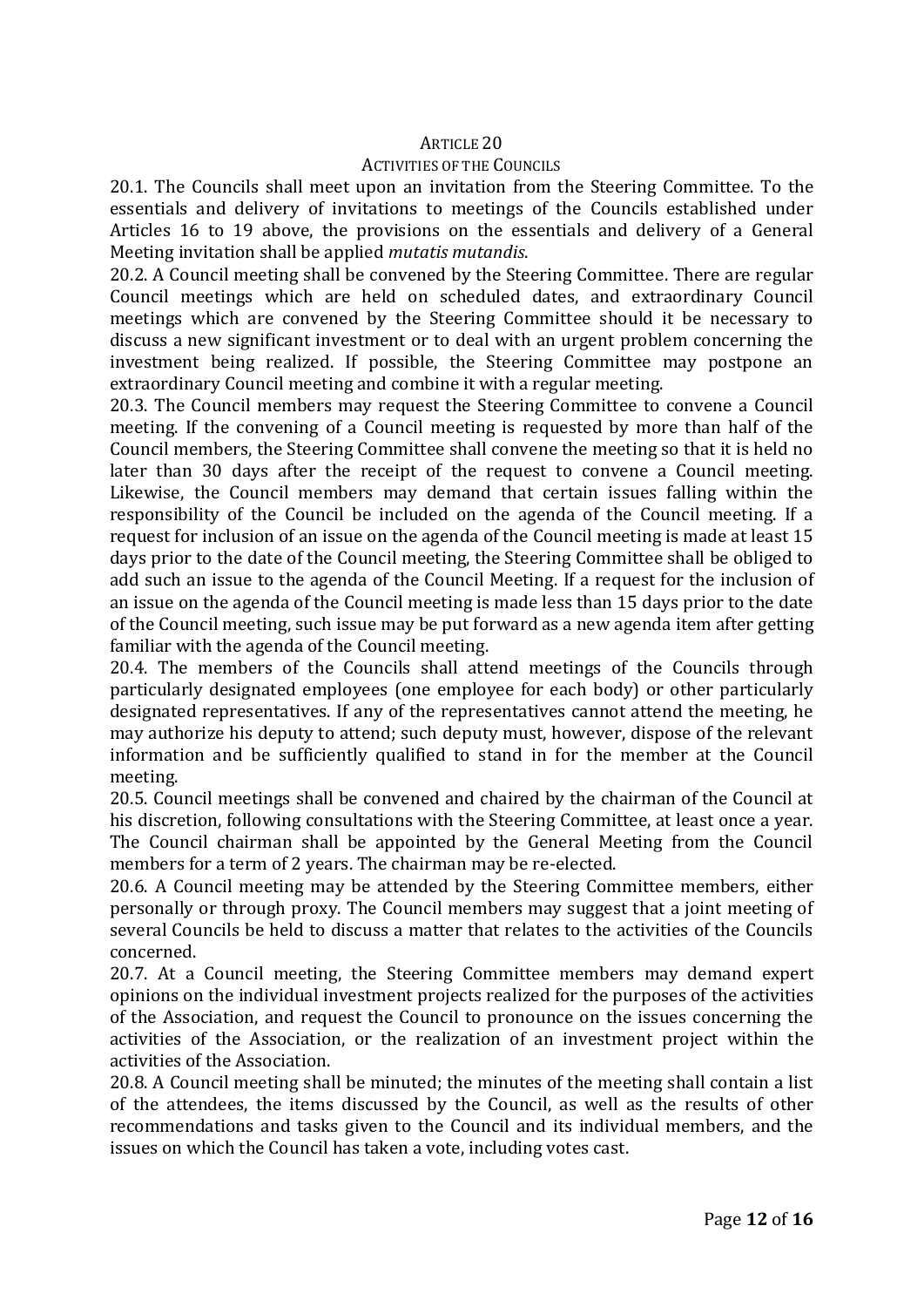## Article 20

## Activities of the Councils

20.1. The Councils shall meet upon an invitation from the Steering Committee. To the essentials and delivery of invitations to meetings of the Councils established under Articles 16 to 19 above, the provisions on the essentials and delivery of a General Meeting invitation shall be applied *mutatis mutandis*.

20.2. A Council meeting shall be convened by the Steering Committee. There are regular Council meetings which are held on scheduled dates, and extraordinary Council meetings which are convened by the Steering Committee should it be necessary to discuss a new significant investment or to deal with an urgent problem concerning the investment being realized. If possible, the Steering Committee may postpone an extraordinary Council meeting and combine it with a regular meeting.

20.3. The Council members may request the Steering Committee to convene a Council meeting. If the convening of a Council meeting is requested by more than half of the Council members, the Steering Committee shall convene the meeting so that it is held no later than 30 days after the receipt of the request to convene a Council meeting. Likewise, the Council members may demand that certain issues falling within the responsibility of the Council be included on the agenda of the Council meeting. If a request for inclusion of an issue on the agenda of the Council meeting is made at least 15 days prior to the date of the Council meeting, the Steering Committee shall be obliged to add such an issue to the agenda of the Council Meeting. If a request for the inclusion of an issue on the agenda of the Council meeting is made less than 15 days prior to the date of the Council meeting, such issue may be put forward as a new agenda item after getting familiar with the agenda of the Council meeting.

20.4. The members of the Councils shall attend meetings of the Councils through particularly designated employees (one employee for each body) or other particularly designated representatives. If any of the representatives cannot attend the meeting, he may authorize his deputy to attend; such deputy must, however, dispose of the relevant information and be sufficiently qualified to stand in for the member at the Council meeting.

20.5. Council meetings shall be convened and chaired by the chairman of the Council at his discretion, following consultations with the Steering Committee, at least once a year. The Council chairman shall be appointed by the General Meeting from the Council members for a term of 2 years. The chairman may be re-elected.

20.6. A Council meeting may be attended by the Steering Committee members, either personally or through proxy. The Council members may suggest that a joint meeting of several Councils be held to discuss a matter that relates to the activities of the Councils concerned.

20.7. At a Council meeting, the Steering Committee members may demand expert opinions on the individual investment projects realized for the purposes of the activities of the Association, and request the Council to pronounce on the issues concerning the activities of the Association, or the realization of an investment project within the activities of the Association.

20.8. A Council meeting shall be minuted; the minutes of the meeting shall contain a list of the attendees, the items discussed by the Council, as well as the results of other recommendations and tasks given to the Council and its individual members, and the issues on which the Council has taken a vote, including votes cast.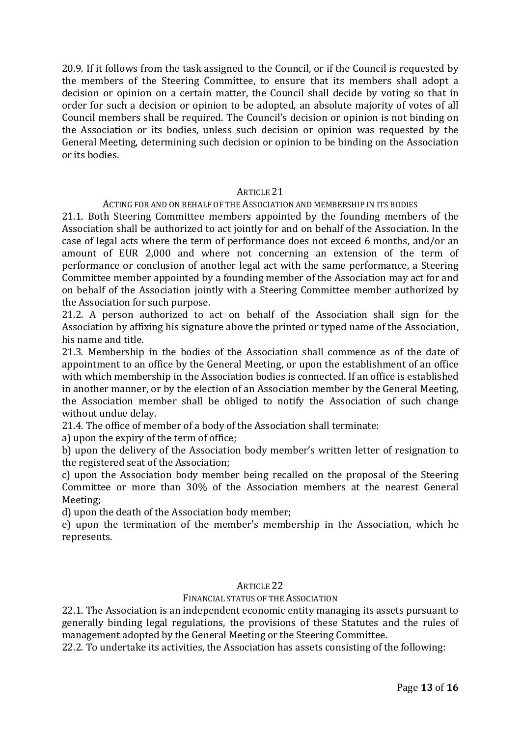20.9. If it follows from the task assigned to the Council, or if the Council is requested by the members of the Steering Committee, to ensure that its members shall adopt a decision or opinion on a certain matter, the Council shall decide by voting so that in order for such a decision or opinion to be adopted, an absolute majority of votes of all Council members shall be required. The Council's decision or opinion is not binding on the Association or its bodies, unless such decision or opinion was requested by the General Meeting, determining such decision or opinion to be binding on the Association or its bodies.

## ARTICLE 21

### ACTING FOR AND ON BEHALF OF THE ASSOCIATION AND MEMBERSHIP IN ITS BODIES

21.1. Both Steering Committee members appointed by the founding members of the Association shall be authorized to act jointly for and on behalf of the Association. In the case of legal acts where the term of performance does not exceed 6 months, and/or an amount of EUR 2,000 and where not concerning an extension of the term of performance or conclusion of another legal act with the same performance, a Steering Committee member appointed by a founding member of the Association may act for and on behalf of the Association jointly with a Steering Committee member authorized by the Association for such purpose.

21.2. A person authorized to act on behalf of the Association shall sign for the Association by affixing his signature above the printed or typed name of the Association, his name and title.

21.3. Membership in the bodies of the Association shall commence as of the date of appointment to an office by the General Meeting, or upon the establishment of an office with which membership in the Association bodies is connected. If an office is established in another manner, or by the election of an Association member by the General Meeting, the Association member shall be obliged to notify the Association of such change without undue delay.

21.4. The office of member of a body of the Association shall terminate:

a) upon the expiry of the term of office;

b) upon the delivery of the Association body member's written letter of resignation to the registered seat of the Association;

c) upon the Association body member being recalled on the proposal of the Steering Committee or more than 30% of the Association members at the nearest General Meeting;

d) upon the death of the Association body member;

e) upon the termination of the member's membership in the Association, which he represents.

## ARTICLE 22

### FINANCIAL STATUS OF THE ASSOCIATION

22.1. The Association is an independent economic entity managing its assets pursuant to generally binding legal regulations, the provisions of these Statutes and the rules of management adopted by the General Meeting or the Steering Committee.

22.2. To undertake its activities, the Association has assets consisting of the following: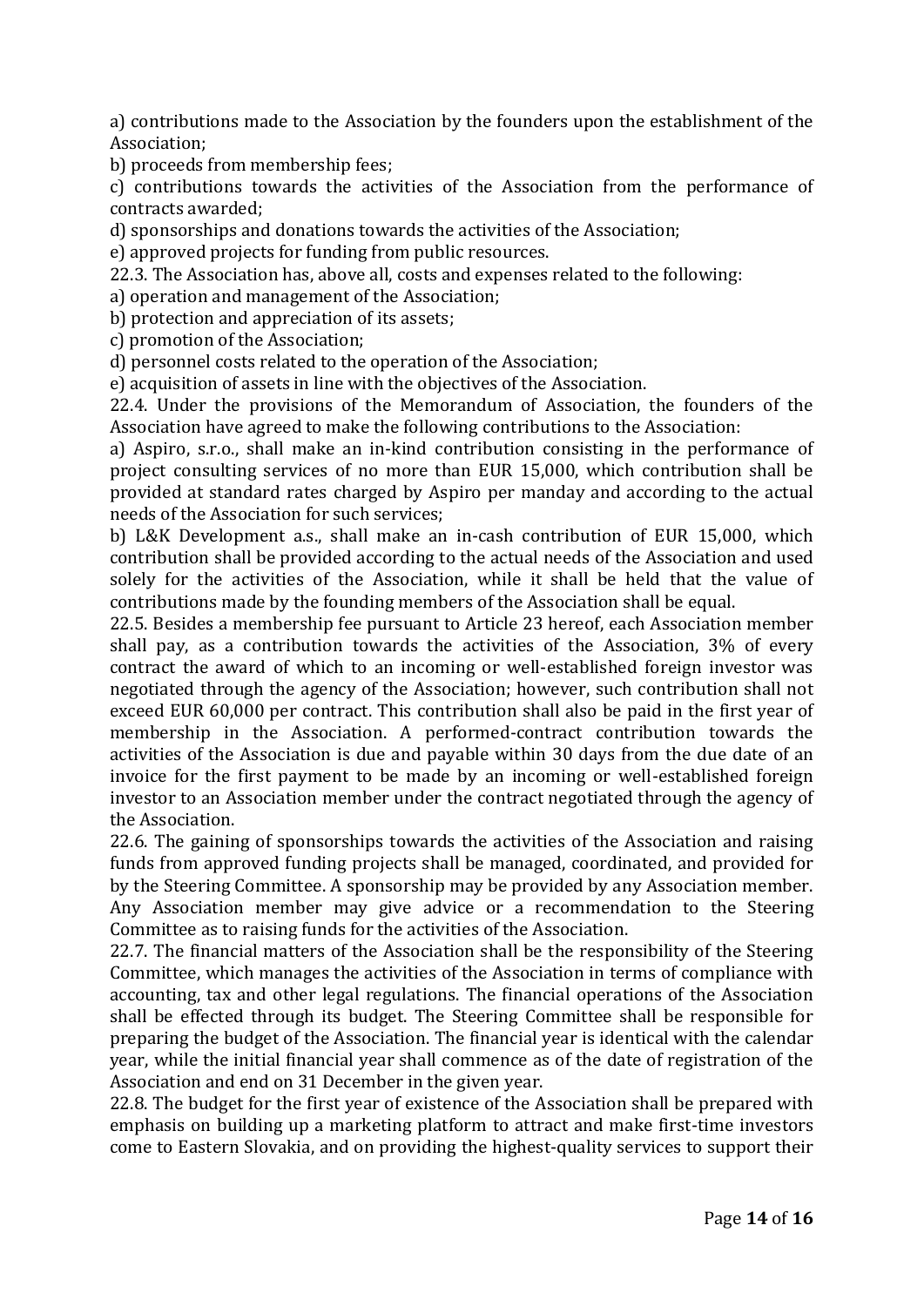a) contributions made to the Association by the founders upon the establishment of the Association;

b) proceeds from membership fees;

c) contributions towards the activities of the Association from the performance of contracts awarded;

d) sponsorships and donations towards the activities of the Association;

e) approved projects for funding from public resources.

22.3. The Association has, above all, costs and expenses related to the following:

a) operation and management of the Association;

b) protection and appreciation of its assets;

c) promotion of the Association;

d) personnel costs related to the operation of the Association;

e) acquisition of assets in line with the objectives of the Association.

22.4. Under the provisions of the Memorandum of Association, the founders of the Association have agreed to make the following contributions to the Association:

a) Aspiro, s.r.o., shall make an in-kind contribution consisting in the performance of project consulting services of no more than EUR 15,000, which contribution shall be provided at standard rates charged by Aspiro per manday and according to the actual needs of the Association for such services;

b) L&K Development a.s., shall make an in-cash contribution of EUR 15,000, which contribution shall be provided according to the actual needs of the Association and used solely for the activities of the Association, while it shall be held that the value of contributions made by the founding members of the Association shall be equal.

22.5. Besides a membership fee pursuant to Article 23 hereof, each Association member shall pay, as a contribution towards the activities of the Association, 3% of every contract the award of which to an incoming or well-established foreign investor was negotiated through the agency of the Association; however, such contribution shall not exceed EUR 60,000 per contract. This contribution shall also be paid in the first year of membership in the Association. A performed-contract contribution towards the activities of the Association is due and payable within 30 days from the due date of an invoice for the first payment to be made by an incoming or well-established foreign investor to an Association member under the contract negotiated through the agency of the Association.

22.6. The gaining of sponsorships towards the activities of the Association and raising funds from approved funding projects shall be managed, coordinated, and provided for by the Steering Committee. A sponsorship may be provided by any Association member. Any Association member may give advice or a recommendation to the Steering Committee as to raising funds for the activities of the Association.

22.7. The financial matters of the Association shall be the responsibility of the Steering Committee, which manages the activities of the Association in terms of compliance with accounting, tax and other legal regulations. The financial operations of the Association shall be effected through its budget. The Steering Committee shall be responsible for preparing the budget of the Association. The financial year is identical with the calendar year, while the initial financial year shall commence as of the date of registration of the Association and end on 31 December in the given year.

22.8. The budget for the first year of existence of the Association shall be prepared with emphasis on building up a marketing platform to attract and make first-time investors come to Eastern Slovakia, and on providing the highest-quality services to support their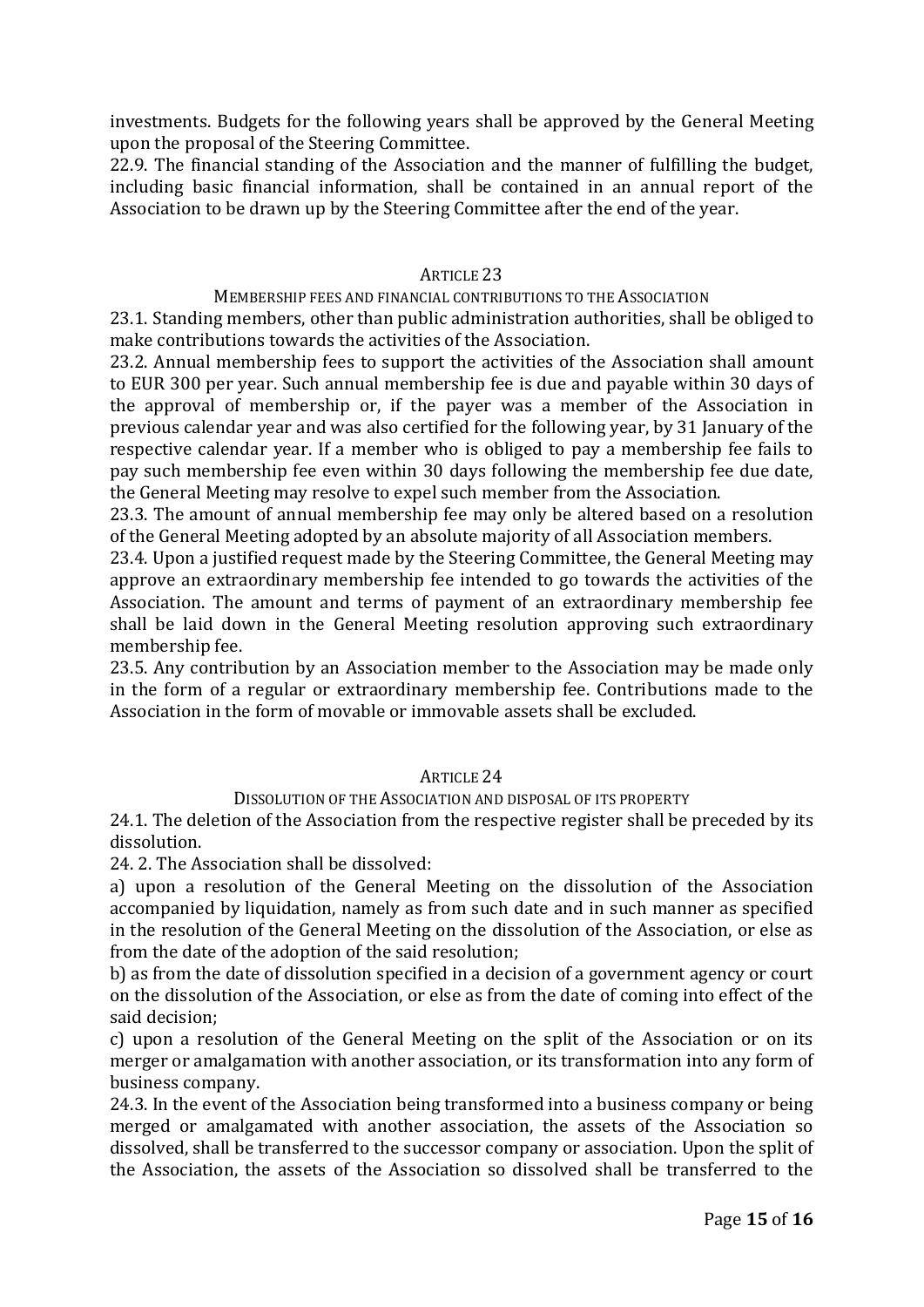investments. Budgets for the following years shall be approved by the General Meeting upon the proposal of the Steering Committee.

22.9. The financial standing of the Association and the manner of fulfilling the budget, including basic financial information, shall be contained in an annual report of the Association to be drawn up by the Steering Committee after the end of the year.

### Article 23

#### Membership fees and financial contributions to the Association

23.1. Standing members, other than public administration authorities, shall be obliged to make contributions towards the activities of the Association.

23.2. Annual membership fees to support the activities of the Association shall amount to EUR 300 per year. Such annual membership fee is due and payable within 30 days of the approval of membership or, if the payer was a member of the Association in previous calendar year and was also certified for the following year, by 31 January of the respective calendar year. If a member who is obliged to pay a membership fee fails to pay such membership fee even within 30 days following the membership fee due date, the General Meeting may resolve to expel such member from the Association.

23.3. The amount of annual membership fee may only be altered based on a resolution of the General Meeting adopted by an absolute majority of all Association members.

23.4. Upon a justified request made by the Steering Committee, the General Meeting may approve an extraordinary membership fee intended to go towards the activities of the Association. The amount and terms of payment of an extraordinary membership fee shall be laid down in the General Meeting resolution approving such extraordinary membership fee.

23.5. Any contribution by an Association member to the Association may be made only in the form of a regular or extraordinary membership fee. Contributions made to the Association in the form of movable or immovable assets shall be excluded.

### Article 24

#### Dissolution of the Association and disposal of its property

24.1. The deletion of the Association from the respective register shall be preceded by its dissolution.

24. 2. The Association shall be dissolved:

a) upon a resolution of the General Meeting on the dissolution of the Association accompanied by liquidation, namely as from such date and in such manner as specified in the resolution of the General Meeting on the dissolution of the Association, or else as from the date of the adoption of the said resolution;

b) as from the date of dissolution specified in a decision of a government agency or court on the dissolution of the Association, or else as from the date of coming into effect of the said decision;

c) upon a resolution of the General Meeting on the split of the Association or on its merger or amalgamation with another association, or its transformation into any form of business company.

24.3. In the event of the Association being transformed into a business company or being merged or amalgamated with another association, the assets of the Association so dissolved, shall be transferred to the successor company or association. Upon the split of the Association, the assets of the Association so dissolved shall be transferred to the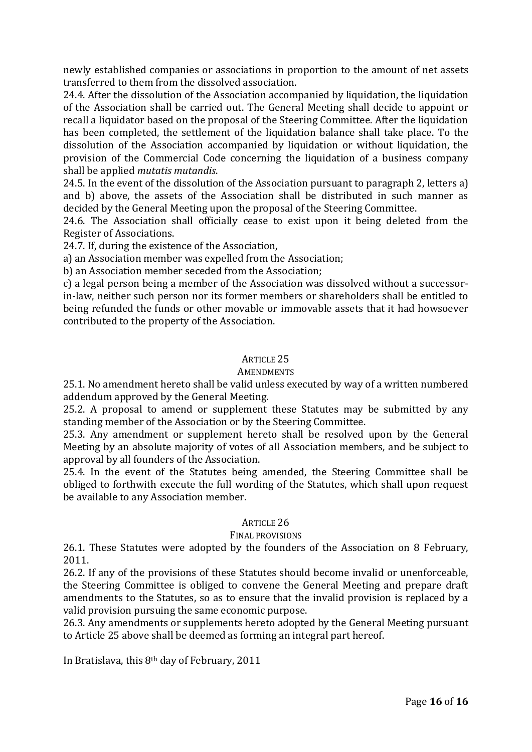newly established companies or associations in proportion to the amount of net assets transferred to them from the dissolved association.

24.4. After the dissolution of the Association accompanied by liquidation, the liquidation of the Association shall be carried out. The General Meeting shall decide to appoint or recall a liquidator based on the proposal of the Steering Committee. After the liquidation has been completed, the settlement of the liquidation balance shall take place. To the dissolution of the Association accompanied by liquidation or without liquidation, the provision of the Commercial Code concerning the liquidation of a business company shall be applied *mutatis mutandis*.

24.5. In the event of the dissolution of the Association pursuant to paragraph 2, letters a) and b) above, the assets of the Association shall be distributed in such manner as decided by the General Meeting upon the proposal of the Steering Committee.

24.6. The Association shall officially cease to exist upon it being deleted from the Register of Associations.

24.7. If, during the existence of the Association,

a) an Association member was expelled from the Association;

b) an Association member seceded from the Association;

c) a legal person being a member of the Association was dissolved without a successor-in-law, neither such person nor its former members or shareholders shall be entitled to being refunded the funds or other movable or immovable assets that it had howsoever contributed to the property of the Association.

## Article 25

### Amendments

25.1. No amendment hereto shall be valid unless executed by way of a written numbered addendum approved by the General Meeting.

25.2. A proposal to amend or supplement these Statutes may be submitted by any standing member of the Association or by the Steering Committee.

25.3. Any amendment or supplement hereto shall be resolved upon by the General Meeting by an absolute majority of votes of all Association members, and be subject to approval by all founders of the Association.

25.4. In the event of the Statutes being amended, the Steering Committee shall be obliged to forthwith execute the full wording of the Statutes, which shall upon request be available to any Association member.

## Article 26

### Final provisions

26.1. These Statutes were adopted by the founders of the Association on 8 February, 2011.

26.2. If any of the provisions of these Statutes should become invalid or unenforceable, the Steering Committee is obliged to convene the General Meeting and prepare draft amendments to the Statutes, so as to ensure that the invalid provision is replaced by a valid provision pursuing the same economic purpose.

26.3. Any amendments or supplements hereto adopted by the General Meeting pursuant to Article 25 above shall be deemed as forming an integral part hereof.

In Bratislava, this 8th day of February, 2011